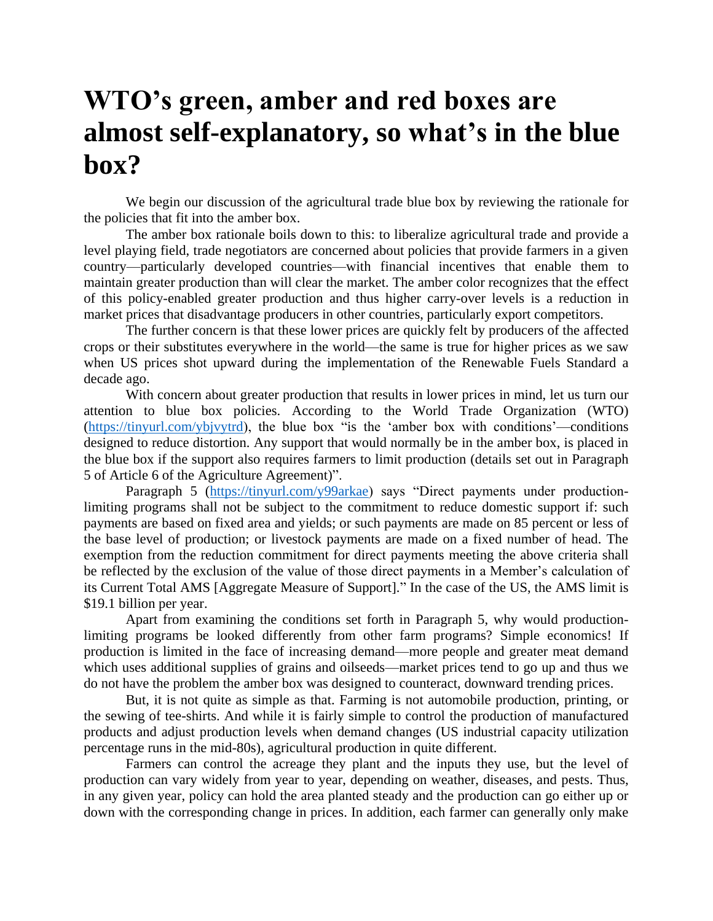# WTO's green, amber and red boxes are almost self-explanatory, so what's in the blue box?

We begin our discussion of the agricultural trade blue box by reviewing the rationale for the policies that fit into the amber box.

The amber box rationale boils down to this: to liberalize agricultural trade and provide a level playing field, trade negotiators are concerned about policies that provide farmers in a given country—particularly developed countries—with financial incentives that enable them to maintain greater production than will clear the market. The amber color recognizes that the effect of this policy-enabled greater production and thus higher carry-over levels is a reduction in market prices that disadvantage producers in other countries, particularly export competitors.

The further concern is that these lower prices are quickly felt by producers of the affected crops or their substitutes everywhere in the world—the same is true for higher prices as we saw when US prices shot upward during the implementation of the Renewable Fuels Standard a decade ago.

With concern about greater production that results in lower prices in mind, let us turn our attention to blue box policies. According to the World Trade Organization (WTO) (https://tinyurl.com/ybjvytrd), the blue box "is the 'amber box with conditions'—conditions designed to reduce distortion. Any support that would normally be in the amber box, is placed in the blue box if the support also requires farmers to limit production (details set out in Paragraph 5 of Article 6 of the Agriculture Agreement)".

Paragraph 5 (https://tinyurl.com/y99arkae) says "Direct payments under production-limiting programs shall not be subject to the commitment to reduce domestic support if: such payments are based on fixed area and yields; or such payments are made on 85 percent or less of the base level of production; or livestock payments are made on a fixed number of head. The exemption from the reduction commitment for direct payments meeting the above criteria shall be reflected by the exclusion of the value of those direct payments in a Member's calculation of its Current Total AMS [Aggregate Measure of Support]." In the case of the US, the AMS limit is $19.1 billion per year.

Apart from examining the conditions set forth in Paragraph 5, why would production-limiting programs be looked differently from other farm programs? Simple economics! If production is limited in the face of increasing demand—more people and greater meat demand which uses additional supplies of grains and oilseeds—market prices tend to go up and thus we do not have the problem the amber box was designed to counteract, downward trending prices.

But, it is not quite as simple as that. Farming is not automobile production, printing, or the sewing of tee-shirts. And while it is fairly simple to control the production of manufactured products and adjust production levels when demand changes (US industrial capacity utilization percentage runs in the mid-80s), agricultural production in quite different.

Farmers can control the acreage they plant and the inputs they use, but the level of production can vary widely from year to year, depending on weather, diseases, and pests. Thus, in any given year, policy can hold the area planted steady and the production can go either up or down with the corresponding change in prices. In addition, each farmer can generally only make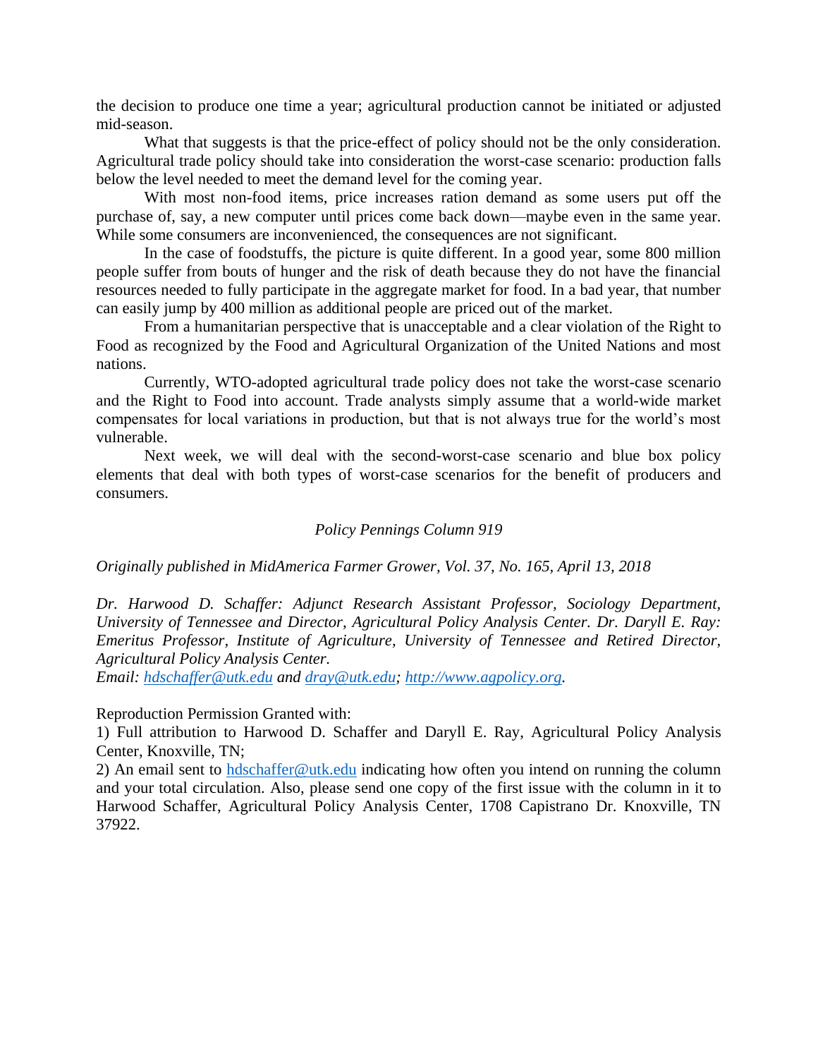the decision to produce one time a year; agricultural production cannot be initiated or adjusted mid-season.

What that suggests is that the price-effect of policy should not be the only consideration. Agricultural trade policy should take into consideration the worst-case scenario: production falls below the level needed to meet the demand level for the coming year.

With most non-food items, price increases ration demand as some users put off the purchase of, say, a new computer until prices come back down—maybe even in the same year. While some consumers are inconvenienced, the consequences are not significant.

In the case of foodstuffs, the picture is quite different. In a good year, some 800 million people suffer from bouts of hunger and the risk of death because they do not have the financial resources needed to fully participate in the aggregate market for food. In a bad year, that number can easily jump by 400 million as additional people are priced out of the market.

From a humanitarian perspective that is unacceptable and a clear violation of the Right to Food as recognized by the Food and Agricultural Organization of the United Nations and most nations.

Currently, WTO-adopted agricultural trade policy does not take the worst-case scenario and the Right to Food into account. Trade analysts simply assume that a world-wide market compensates for local variations in production, but that is not always true for the world's most vulnerable.

Next week, we will deal with the second-worst-case scenario and blue box policy elements that deal with both types of worst-case scenarios for the benefit of producers and consumers.

*Policy Pennings Column 919*

*Originally published in MidAmerica Farmer Grower, Vol. 37, No. 165, April 13, 2018*

*Dr. Harwood D. Schaffer: Adjunct Research Assistant Professor, Sociology Department, University of Tennessee and Director, Agricultural Policy Analysis Center. Dr. Daryll E. Ray: Emeritus Professor, Institute of Agriculture, University of Tennessee and Retired Director, Agricultural Policy Analysis Center.*
*Email: [hdschaffer@utk.edu](mailto:hdschaffer@utk.edu) and [dray@utk.edu](mailto:dray@utk.edu); [http://www.agpolicy.org](http://www.agpolicy.org).*

Reproduction Permission Granted with:
1) Full attribution to Harwood D. Schaffer and Daryll E. Ray, Agricultural Policy Analysis Center, Knoxville, TN;
2) An email sent to [hdschaffer@utk.edu](mailto:hdschaffer@utk.edu) indicating how often you intend on running the column and your total circulation. Also, please send one copy of the first issue with the column in it to Harwood Schaffer, Agricultural Policy Analysis Center, 1708 Capistrano Dr. Knoxville, TN 37922.